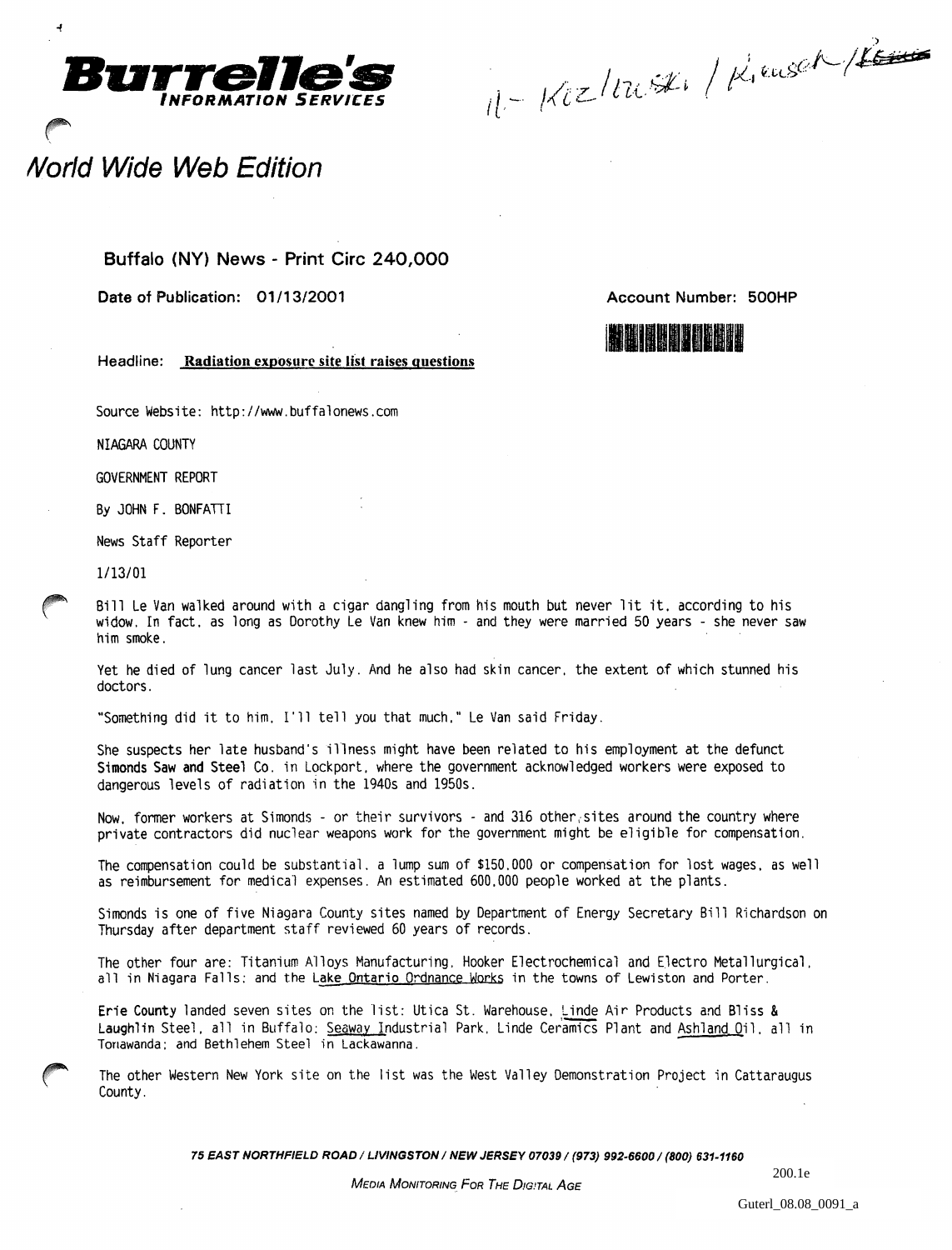**Burrelle's** *INFORMATION SERVICES*

11 - Kizlauski / Krusch /

## *World Wide Web Edition*

**Buffalo (NY) News - Print Circ 240,000**

**Date of Publication: 01/13/2001**

**Account Number: 500HP**

Headline: **Radiation exposure site list raises questions**

Source Website: http://www.buffalonews.com

NIAGARA COUNTY

GOVERNMENT REPORT

By JOHN F. BONFATTI

News Staff Reporter

1/13/01

Bill Le Van walked around with a cigar dangling from his mouth but never lit it, according to his widow. In fact, as long as Dorothy Le Van knew him - and they were married 50 years - she never saw him smoke.

Yet he died of lung cancer last July. And he also had skin cancer, the extent of which stunned his doctors.

"Something did it to him, I'll tell you that much," Le Van said Friday.

She suspects her late husband's illness might have been related to his employment at the defunct **Simonds Saw and Steel** Co. in Lockport, where the government acknowledged workers were exposed to dangerous levels of radiation in the 1940s and 1950s.

Now, former workers at Simonds - or their survivors - and 316 other sites around the country where private contractors did nuclear weapons work for the government might be eligible for compensation.

The compensation could be substantial, a lump sum of $150,000 or compensation for lost wages, as well as reimbursement for medical expenses. An estimated 600,000 people worked at the plants.

Simonds is one of five Niagara County sites named by Department of Energy Secretary Bill Richardson on Thursday after department staff reviewed 60 years of records.

The other four are: Titanium Alloys Manufacturing, Hooker Electrochemical and Electro Metallurgical, all in Niagara Falls; and the Lake Ontario Ordnance Works in the towns of Lewiston and Porter.

**Erie County** landed seven sites on the list: Utica St. Warehouse, Linde Air Products and Bliss & **Laughlin** Steel, all in Buffalo; Seaway Industrial Park, Linde Ceramics Plant and Ashland Oil, all in Tonawanda; and Bethlehem Steel in Lackawanna.

The other Western New York site on the list was the West Valley Demonstration Project in Cattaraugus County.

*75 EAST NORTHFIELD ROAD / LIVINGSTON / NEW JERSEY 07039 / (973) 992-6600 / (800) 631-1160*

*MEDIA MONITORING FOR THE DIGITAL AGE*

200.1e

Guterl_08.08_0091_a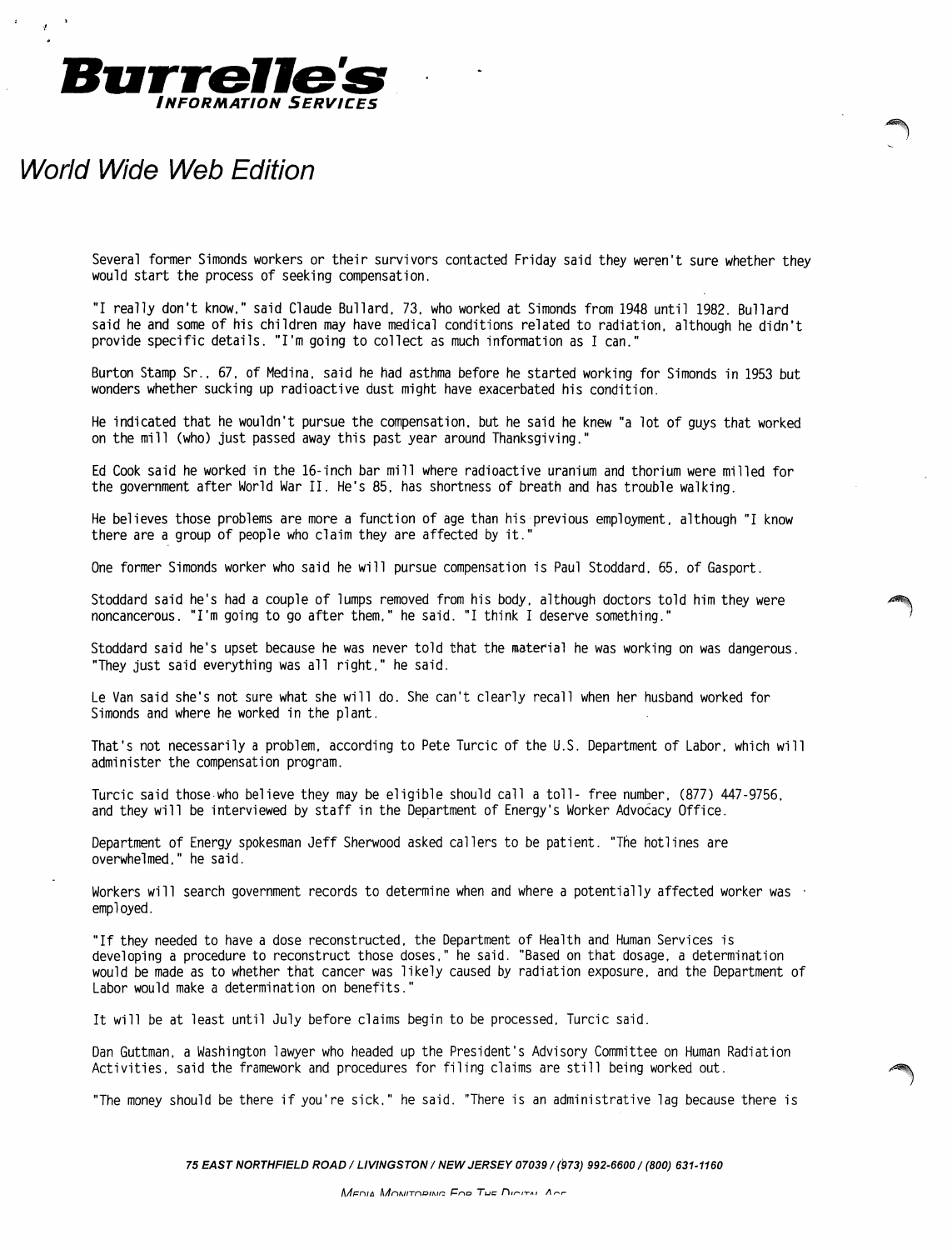Several former Simonds workers or their survivors contacted Friday said they weren't sure whether they would start the process of seeking compensation.

"I really don't know," said Claude Bullard, 73, who worked at Simonds from 1948 until 1982. Bullard said he and some of his children may have medical conditions related to radiation, although he didn't provide specific details. "I'm going to collect as much information as I can."

Burton Stamp Sr., 67, of Medina, said he had asthma before he started working for Simonds in 1953 but wonders whether sucking up radioactive dust might have exacerbated his condition.

He indicated that he wouldn't pursue the compensation, but he said he knew "a lot of guys that worked on the mill (who) just passed away this past year around Thanksgiving."

Ed Cook said he worked in the 16-inch bar mill where radioactive uranium and thorium were milled for the government after World War II. He's 85, has shortness of breath and has trouble walking.

He believes those problems are more a function of age than his previous employment, although "I know there are a group of people who claim they are affected by it."

One former Simonds worker who said he will pursue compensation is Paul Stoddard, 65, of Gasport.

Stoddard said he's had a couple of lumps removed from his body, although doctors told him they were noncancerous. "I'm going to go after them," he said. "I think I deserve something."

Stoddard said he's upset because he was never told that the material he was working on was dangerous. "They just said everything was all right," he said.

Le Van said she's not sure what she will do. She can't clearly recall when her husband worked for Simonds and where he worked in the plant.

That's not necessarily a problem, according to Pete Turcic of the U.S. Department of Labor, which will administer the compensation program.

Turcic said those who believe they may be eligible should call a toll- free number, (877) 447-9756, and they will be interviewed by staff in the Department of Energy's Worker Advocacy Office.

Department of Energy spokesman Jeff Sherwood asked callers to be patient. "The hotlines are overwhelmed," he said.

Workers will search government records to determine when and where a potentially affected worker was employed.

"If they needed to have a dose reconstructed, the Department of Health and Human Services is developing a procedure to reconstruct those doses," he said. "Based on that dosage, a determination would be made as to whether that cancer was likely caused by radiation exposure, and the Department of Labor would make a determination on benefits."

It will be at least until July before claims begin to be processed, Turcic said.

Dan Guttman, a Washington lawyer who headed up the President's Advisory Committee on Human Radiation Activities, said the framework and procedures for filing claims are still being worked out.

"The money should be there if you're sick," he said. "There is an administrative lag because there is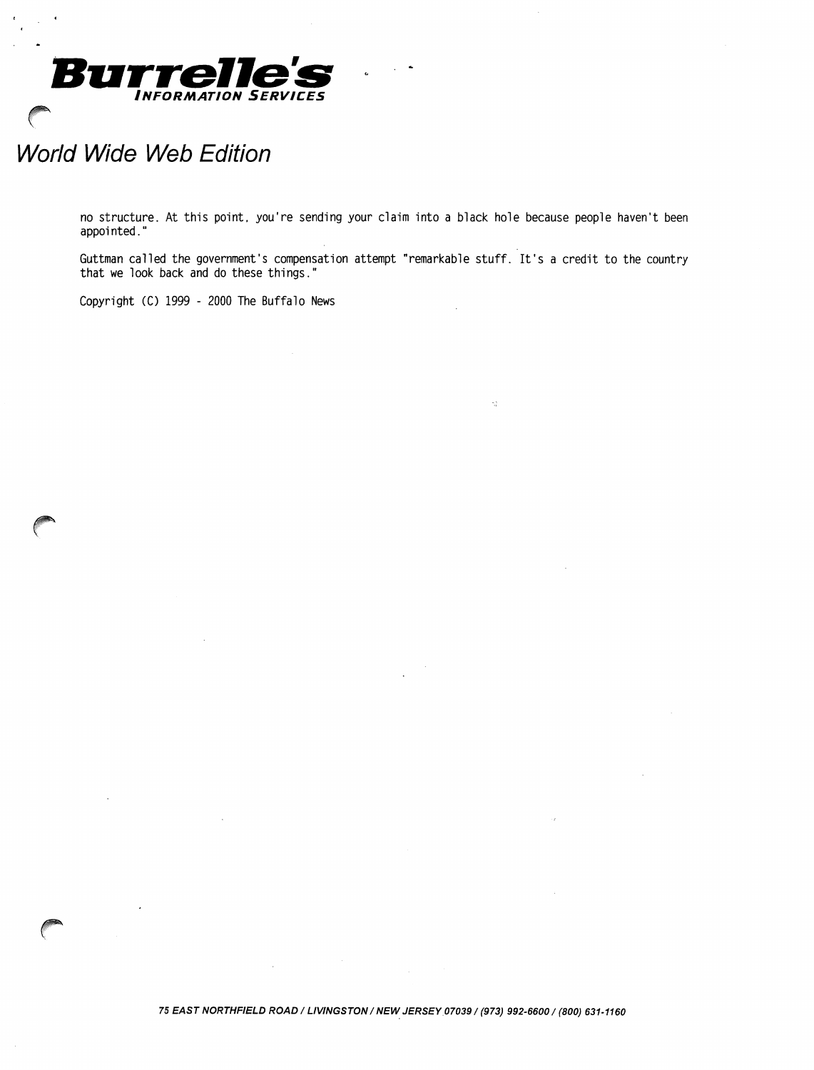no structure. At this point, you're sending your claim into a black hole because people haven't been appointed."

Guttman called the government's compensation attempt "remarkable stuff. It's a credit to the country that we look back and do these things."

Copyright (C) 1999 - 2000 The Buffalo News